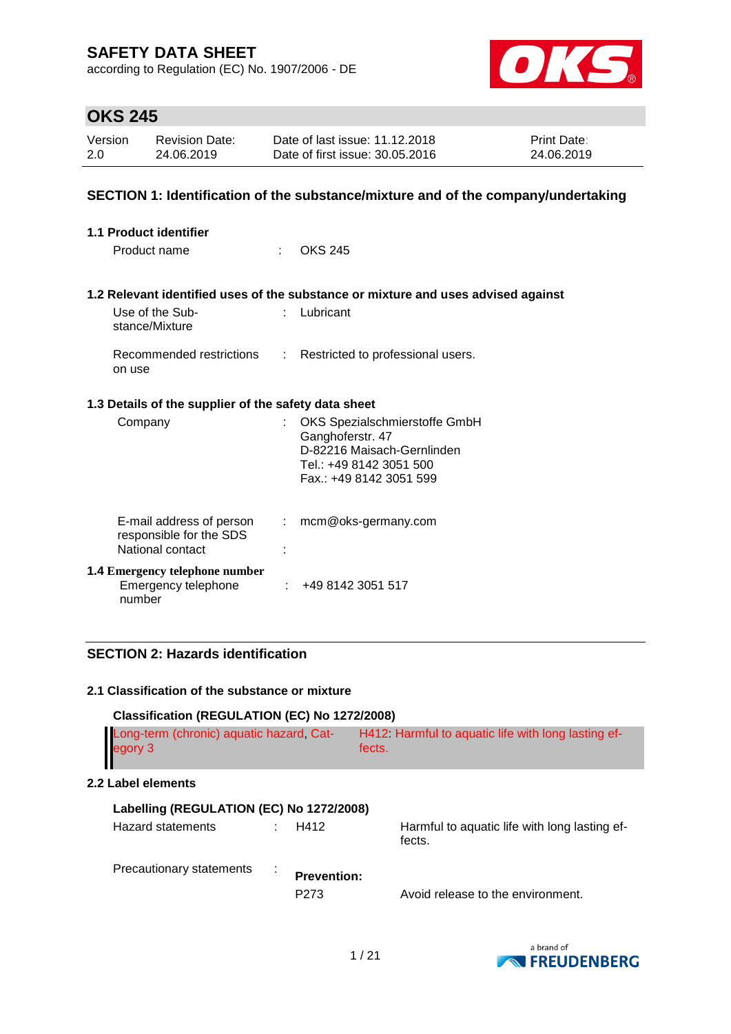# SAFETY DATA SHEET

according to Regulation (EC) No. 1907/2006 - DE

## OKS 245

| Version | Revision Date: | Date of last issue: 11.12.2018 | Print Date: |
|---|---|---|---|
| 2.0 | 24.06.2019 | Date of first issue: 30.05.2016 | 24.06.2019 |

## SECTION 1: Identification of the substance/mixture and of the company/undertaking

### 1.1 Product identifier

Product name : OKS 245

### 1.2 Relevant identified uses of the substance or mixture and uses advised against

Use of the Substance/Mixture : Lubricant

Recommended restrictions on use : Restricted to professional users.

### 1.3 Details of the supplier of the safety data sheet

Company : OKS Spezialschmierstoffe GmbH
Ganghoferstr. 47
D-82216 Maisach-Gernlinden
Tel.: +49 8142 3051 500
Fax.: +49 8142 3051 599

E-mail address of person responsible for the SDS : mcm@oks-germany.com

National contact :

### 1.4 Emergency telephone number

Emergency telephone number : +49 8142 3051 517

## SECTION 2: Hazards identification

### 2.1 Classification of the substance or mixture

**Classification (REGULATION (EC) No 1272/2008)**

| | |
|---|---|
| Long-term (chronic) aquatic hazard, Category 3 | H412: Harmful to aquatic life with long lasting effects. |

### 2.2 Label elements

**Labelling (REGULATION (EC) No 1272/2008)**

Hazard statements : H412 Harmful to aquatic life with long lasting effects.

Precautionary statements :

**Prevention:**

P273 Avoid release to the environment.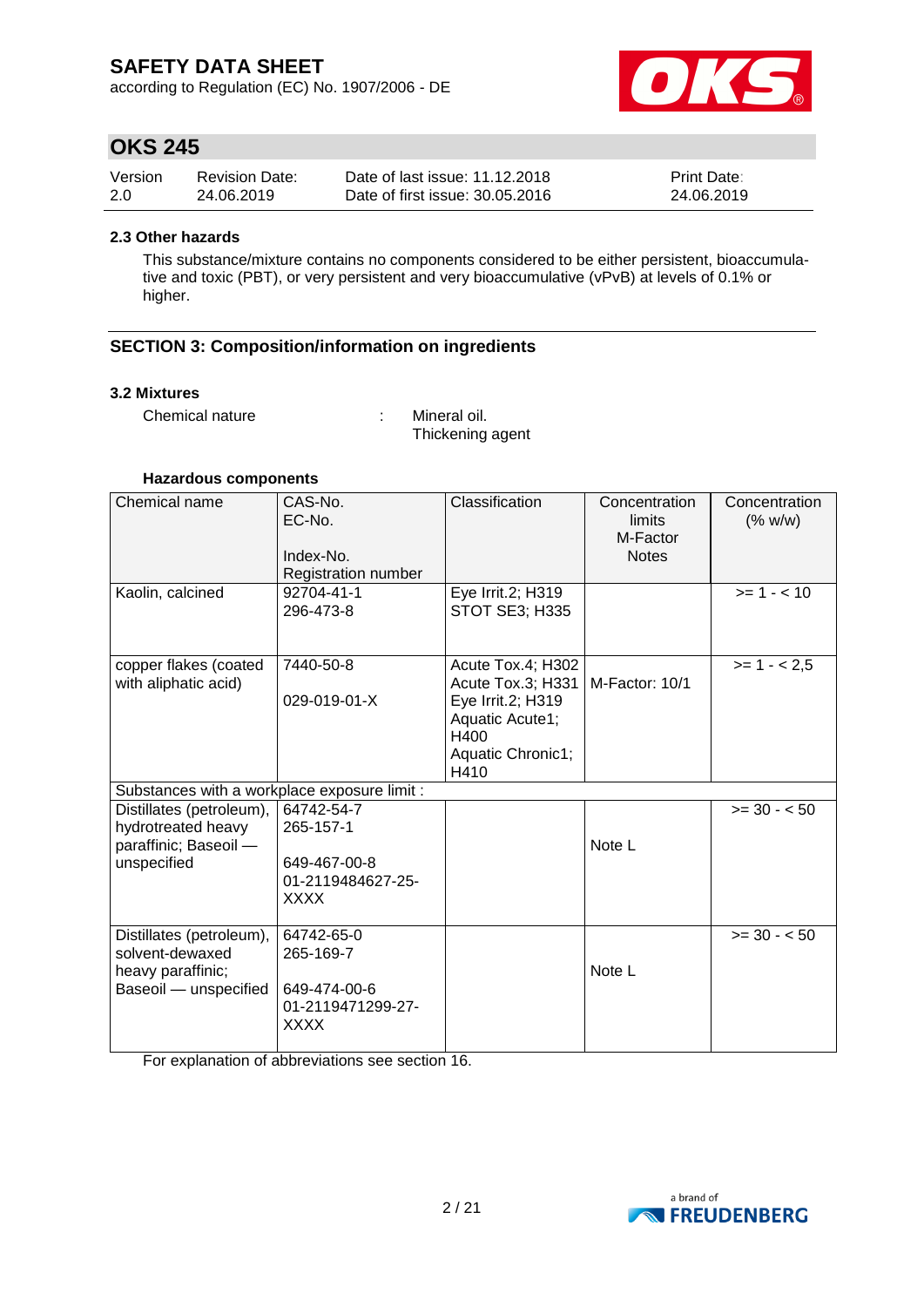### 2.3 Other hazards

This substance/mixture contains no components considered to be either persistent, bioaccumulative and toxic (PBT), or very persistent and very bioaccumulative (vPvB) at levels of 0.1% or higher.

## SECTION 3: Composition/information on ingredients

### 3.2 Mixtures

Chemical nature : Mineral oil.
Thickening agent

**Hazardous components**

| Chemical name | CAS-No.<br>EC-No.<br><br>Index-No.<br>Registration number | Classification | Concentration limits<br>M-Factor<br>Notes | Concentration (% w/w) |
|---|---|---|---|---|
| Kaolin, calcined | 92704-41-1<br>296-473-8 | Eye Irrit.2; H319<br>STOT SE3; H335 | | >= 1 - < 10 |
| copper flakes (coated with aliphatic acid) | 7440-50-8<br><br>029-019-01-X | Acute Tox.4; H302<br>Acute Tox.3; H331<br>Eye Irrit.2; H319<br>Aquatic Acute1; H400<br>Aquatic Chronic1; H410 | M-Factor: 10/1 | >= 1 - < 2,5 |
| Substances with a workplace exposure limit : | | | | |
| Distillates (petroleum), hydrotreated heavy paraffinic; Baseoil — unspecified | 64742-54-7<br>265-157-1<br><br>649-467-00-8<br>01-2119484627-25-XXXX | | Note L | >= 30 - < 50 |
| Distillates (petroleum), solvent-dewaxed heavy paraffinic; Baseoil — unspecified | 64742-65-0<br>265-169-7<br><br>649-474-00-6<br>01-2119471299-27-XXXX | | Note L | >= 30 - < 50 |

For explanation of abbreviations see section 16.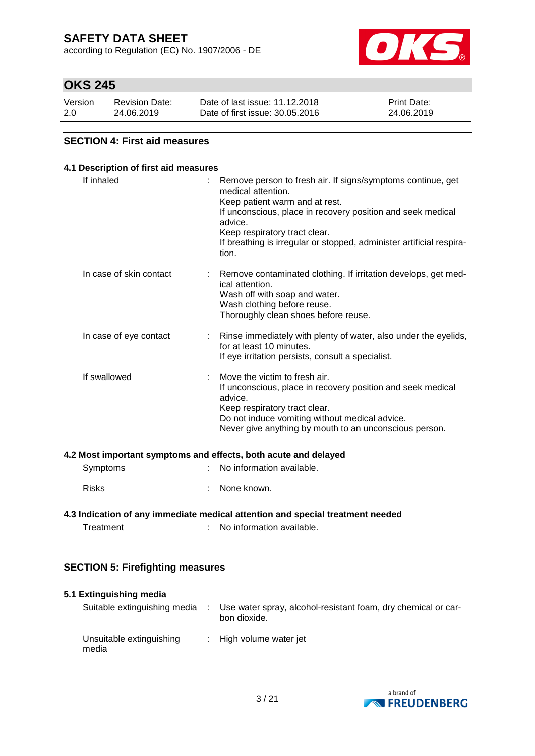## SECTION 4: First aid measures

### 4.1 Description of first aid measures

| | |
|---|---|
| If inhaled | Remove person to fresh air. If signs/symptoms continue, get medical attention.<br>Keep patient warm and at rest.<br>If unconscious, place in recovery position and seek medical advice.<br>Keep respiratory tract clear.<br>If breathing is irregular or stopped, administer artificial respiration. |
| In case of skin contact | Remove contaminated clothing. If irritation develops, get medical attention.<br>Wash off with soap and water.<br>Wash clothing before reuse.<br>Thoroughly clean shoes before reuse. |
| In case of eye contact | Rinse immediately with plenty of water, also under the eyelids, for at least 10 minutes.<br>If eye irritation persists, consult a specialist. |
| If swallowed | Move the victim to fresh air.<br>If unconscious, place in recovery position and seek medical advice.<br>Keep respiratory tract clear.<br>Do not induce vomiting without medical advice.<br>Never give anything by mouth to an unconscious person. |

### 4.2 Most important symptoms and effects, both acute and delayed

| | |
|---|---|
| Symptoms | No information available. |
| Risks | None known. |

### 4.3 Indication of any immediate medical attention and special treatment needed

| | |
|---|---|
| Treatment | No information available. |

## SECTION 5: Firefighting measures

### 5.1 Extinguishing media

| | |
|---|---|
| Suitable extinguishing media | Use water spray, alcohol-resistant foam, dry chemical or carbon dioxide. |
| Unsuitable extinguishing media | High volume water jet |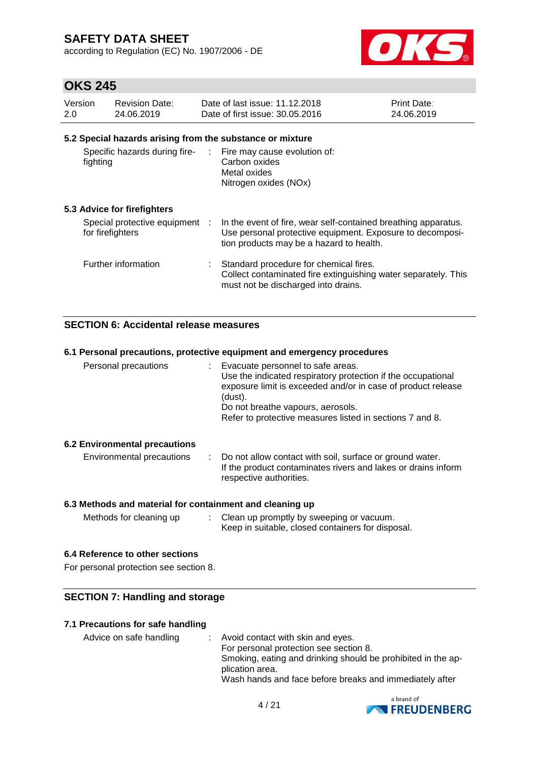### 5.2 Special hazards arising from the substance or mixture

| | |
|---|---|
| Specific hazards during fire-fighting | : Fire may cause evolution of: Carbon oxides Metal oxides Nitrogen oxides (NOx) |

### 5.3 Advice for firefighters

| | |
|---|---|
| Special protective equipment for firefighters | : In the event of fire, wear self-contained breathing apparatus. Use personal protective equipment. Exposure to decomposition products may be a hazard to health. |
| Further information | : Standard procedure for chemical fires. Collect contaminated fire extinguishing water separately. This must not be discharged into drains. |

## SECTION 6: Accidental release measures

### 6.1 Personal precautions, protective equipment and emergency procedures

| | |
|---|---|
| Personal precautions | : Evacuate personnel to safe areas. Use the indicated respiratory protection if the occupational exposure limit is exceeded and/or in case of product release (dust). Do not breathe vapours, aerosols. Refer to protective measures listed in sections 7 and 8. |

### 6.2 Environmental precautions

| | |
|---|---|
| Environmental precautions | : Do not allow contact with soil, surface or ground water. If the product contaminates rivers and lakes or drains inform respective authorities. |

### 6.3 Methods and material for containment and cleaning up

| | |
|---|---|
| Methods for cleaning up | : Clean up promptly by sweeping or vacuum. Keep in suitable, closed containers for disposal. |

### 6.4 Reference to other sections

For personal protection see section 8.

## SECTION 7: Handling and storage

### 7.1 Precautions for safe handling

| | |
|---|---|
| Advice on safe handling | : Avoid contact with skin and eyes. For personal protection see section 8. Smoking, eating and drinking should be prohibited in the application area. Wash hands and face before breaks and immediately after |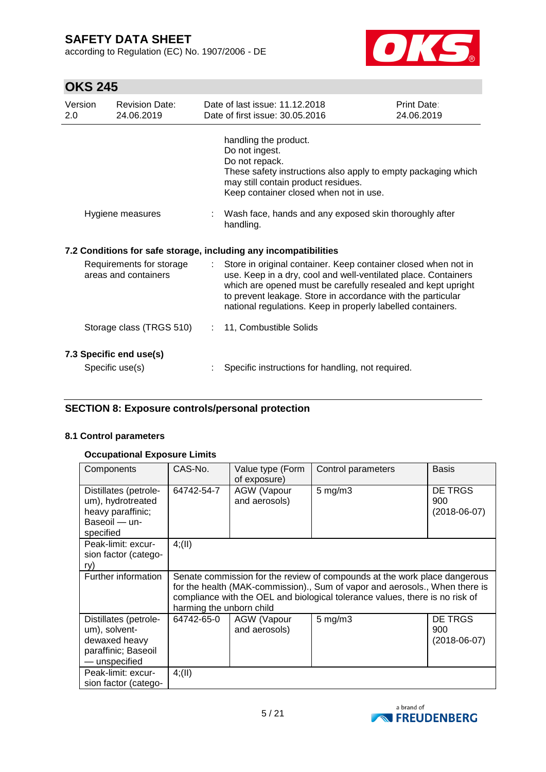handling the product.
Do not ingest.
Do not repack.
These safety instructions also apply to empty packaging which may still contain product residues.
Keep container closed when not in use.

Hygiene measures : Wash face, hands and any exposed skin thoroughly after handling.

### 7.2 Conditions for safe storage, including any incompatibilities

Requirements for storage areas and containers : Store in original container. Keep container closed when not in use. Keep in a dry, cool and well-ventilated place. Containers which are opened must be carefully resealed and kept upright to prevent leakage. Store in accordance with the particular national regulations. Keep in properly labelled containers.

Storage class (TRGS 510) : 11, Combustible Solids

### 7.3 Specific end use(s)

Specific use(s) : Specific instructions for handling, not required.

## SECTION 8: Exposure controls/personal protection

### 8.1 Control parameters

#### Occupational Exposure Limits

| Components | CAS-No. | Value type (Form of exposure) | Control parameters | Basis |
|---|---|---|---|---|
| Distillates (petroleum), hydrotreated heavy paraffinic; Baseoil — unspecified | 64742-54-7 | AGW (Vapour and aerosols) | 5 mg/m3 | DE TRGS 900 (2018-06-07) |
| Peak-limit: excursion factor (category) | 4;(II) | | | |
| Further information | Senate commission for the review of compounds at the work place dangerous for the health (MAK-commission)., Sum of vapor and aerosols., When there is compliance with the OEL and biological tolerance values, there is no risk of harming the unborn child | | | |
| Distillates (petroleum), solvent-dewaxed heavy paraffinic; Baseoil — unspecified | 64742-65-0 | AGW (Vapour and aerosols) | 5 mg/m3 | DE TRGS 900 (2018-06-07) |
| Peak-limit: excursion factor (catego- | 4;(II) | | | |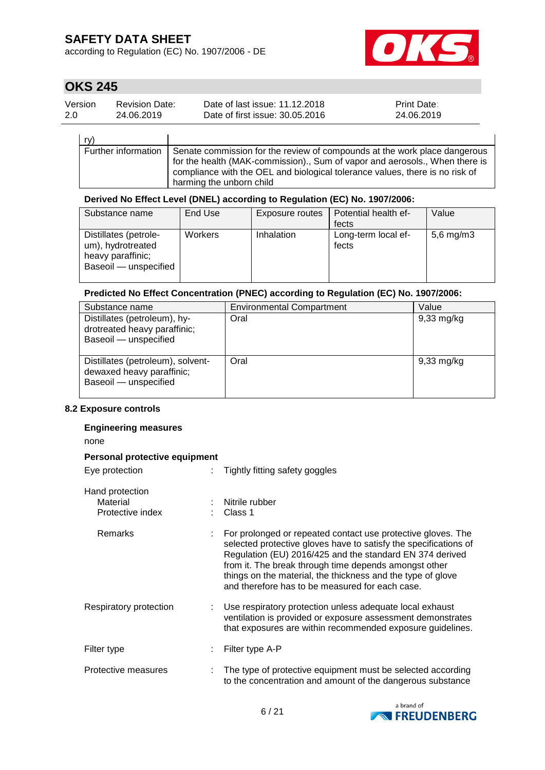| ry) | |
|---|---|
| Further information | Senate commission for the review of compounds at the work place dangerous for the health (MAK-commission)., Sum of vapor and aerosols., When there is compliance with the OEL and biological tolerance values, there is no risk of harming the unborn child |

**Derived No Effect Level (DNEL) according to Regulation (EC) No. 1907/2006:**

| Substance name | End Use | Exposure routes | Potential health effects | Value |
|---|---|---|---|---|
| Distillates (petroleum), hydrotreated heavy paraffinic; Baseoil — unspecified | Workers | Inhalation | Long-term local effects | 5,6 mg/m3 |

**Predicted No Effect Concentration (PNEC) according to Regulation (EC) No. 1907/2006:**

| Substance name | Environmental Compartment | Value |
|---|---|---|
| Distillates (petroleum), hydrotreated heavy paraffinic; Baseoil — unspecified | Oral | 9,33 mg/kg |
| Distillates (petroleum), solvent-dewaxed heavy paraffinic; Baseoil — unspecified | Oral | 9,33 mg/kg |

### 8.2 Exposure controls

**Engineering measures**

none

**Personal protective equipment**

Eye protection : Tightly fitting safety goggles

Hand protection
- Material : Nitrile rubber
- Protective index : Class 1
- Remarks : For prolonged or repeated contact use protective gloves. The selected protective gloves have to satisfy the specifications of Regulation (EU) 2016/425 and the standard EN 374 derived from it. The break through time depends amongst other things on the material, the thickness and the type of glove and therefore has to be measured for each case.

Respiratory protection : Use respiratory protection unless adequate local exhaust ventilation is provided or exposure assessment demonstrates that exposures are within recommended exposure guidelines.

Filter type : Filter type A-P

Protective measures : The type of protective equipment must be selected according to the concentration and amount of the dangerous substance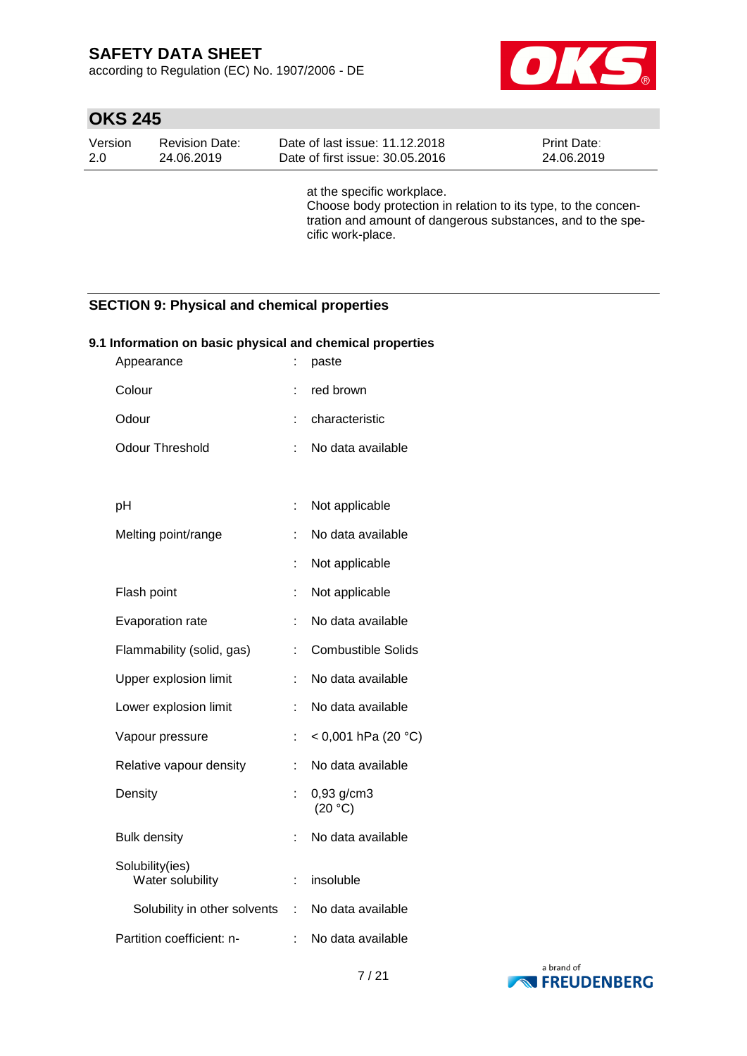at the specific workplace.
Choose body protection in relation to its type, to the concentration and amount of dangerous substances, and to the specific work-place.

## SECTION 9: Physical and chemical properties

### 9.1 Information on basic physical and chemical properties

| | | |
|---|---|---|
| Appearance | : | paste |
| Colour | : | red brown |
| Odour | : | characteristic |
| Odour Threshold | : | No data available |
| pH | : | Not applicable |
| Melting point/range | : | No data available |
| | : | Not applicable |
| Flash point | : | Not applicable |
| Evaporation rate | : | No data available |
| Flammability (solid, gas) | : | Combustible Solids |
| Upper explosion limit | : | No data available |
| Lower explosion limit | : | No data available |
| Vapour pressure | : | < 0,001 hPa (20 °C) |
| Relative vapour density | : | No data available |
| Density | : | 0,93 g/cm3 (20 °C) |
| Bulk density | : | No data available |
| Solubility(ies) Water solubility | : | insoluble |
| Solubility in other solvents | : | No data available |
| Partition coefficient: n- | : | No data available |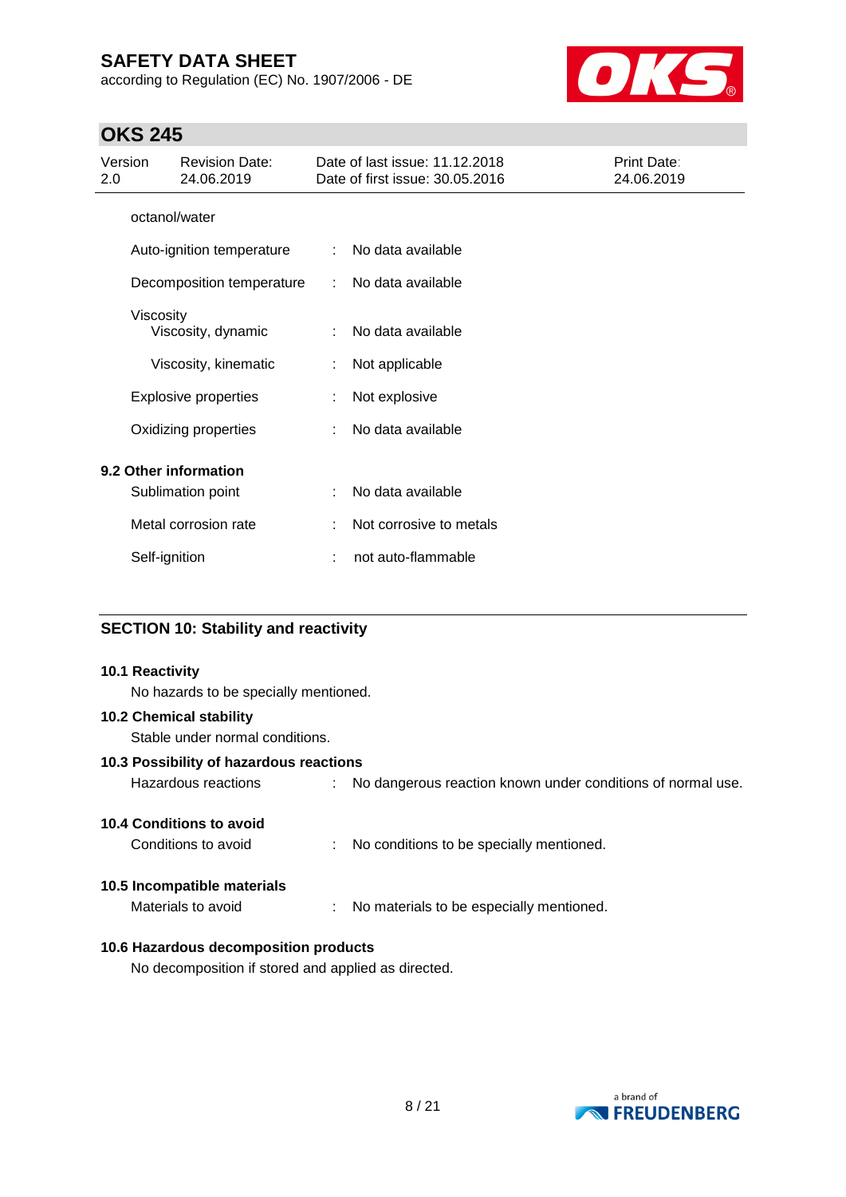octanol/water

Auto-ignition temperature : No data available

Decomposition temperature : No data available

Viscosity
  Viscosity, dynamic : No data available

  Viscosity, kinematic : Not applicable

Explosive properties : Not explosive

Oxidizing properties : No data available

**9.2 Other information**

Sublimation point : No data available

Metal corrosion rate : Not corrosive to metals

Self-ignition : not auto-flammable

## SECTION 10: Stability and reactivity

**10.1 Reactivity**

No hazards to be specially mentioned.

**10.2 Chemical stability**

Stable under normal conditions.

**10.3 Possibility of hazardous reactions**

Hazardous reactions : No dangerous reaction known under conditions of normal use.

**10.4 Conditions to avoid**

Conditions to avoid : No conditions to be specially mentioned.

**10.5 Incompatible materials**

Materials to avoid : No materials to be especially mentioned.

**10.6 Hazardous decomposition products**

No decomposition if stored and applied as directed.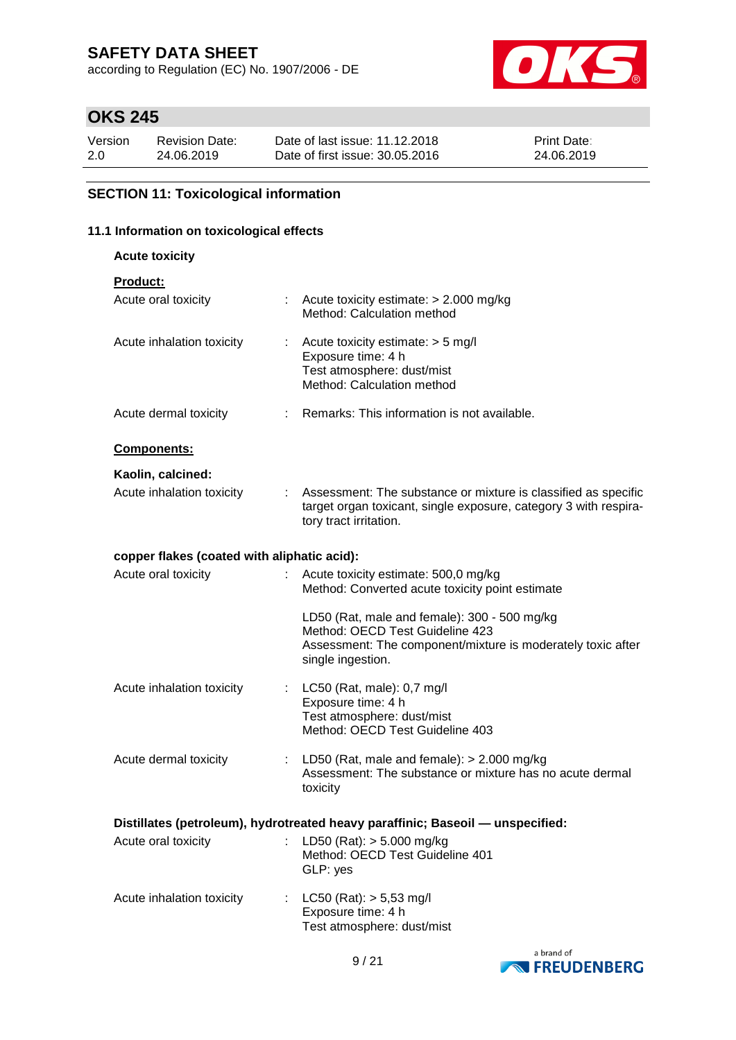## SECTION 11: Toxicological information

### 11.1 Information on toxicological effects

**Acute toxicity**

**Product:**

| | |
|---|---|
| Acute oral toxicity | : Acute toxicity estimate: > 2.000 mg/kg<br>Method: Calculation method |
| Acute inhalation toxicity | : Acute toxicity estimate: > 5 mg/l<br>Exposure time: 4 h<br>Test atmosphere: dust/mist<br>Method: Calculation method |
| Acute dermal toxicity | : Remarks: This information is not available. |

**Components:**

**Kaolin, calcined:**

| | |
|---|---|
| Acute inhalation toxicity | : Assessment: The substance or mixture is classified as specific target organ toxicant, single exposure, category 3 with respiratory tract irritation. |

**copper flakes (coated with aliphatic acid):**

| | |
|---|---|
| Acute oral toxicity | : Acute toxicity estimate: 500,0 mg/kg<br>Method: Converted acute toxicity point estimate<br><br>LD50 (Rat, male and female): 300 - 500 mg/kg<br>Method: OECD Test Guideline 423<br>Assessment: The component/mixture is moderately toxic after single ingestion. |
| Acute inhalation toxicity | : LC50 (Rat, male): 0,7 mg/l<br>Exposure time: 4 h<br>Test atmosphere: dust/mist<br>Method: OECD Test Guideline 403 |
| Acute dermal toxicity | : LD50 (Rat, male and female): > 2.000 mg/kg<br>Assessment: The substance or mixture has no acute dermal toxicity |

**Distillates (petroleum), hydrotreated heavy paraffinic; Baseoil — unspecified:**

| | |
|---|---|
| Acute oral toxicity | : LD50 (Rat): > 5.000 mg/kg<br>Method: OECD Test Guideline 401<br>GLP: yes |
| Acute inhalation toxicity | : LC50 (Rat): > 5,53 mg/l<br>Exposure time: 4 h<br>Test atmosphere: dust/mist |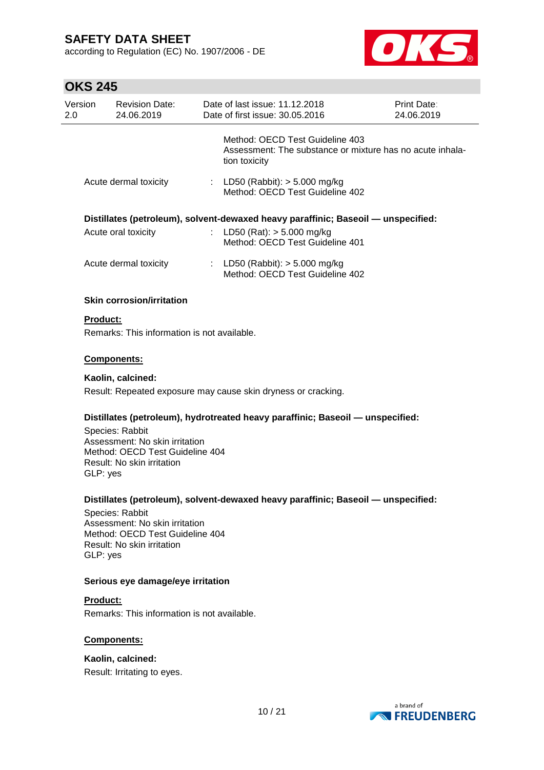Method: OECD Test Guideline 403
Assessment: The substance or mixture has no acute inhalation toxicity

| | | |
|---|---|---|
| Acute dermal toxicity | : | LD50 (Rabbit): > 5.000 mg/kg<br>Method: OECD Test Guideline 402 |

**Distillates (petroleum), solvent-dewaxed heavy paraffinic; Baseoil — unspecified:**

| | | |
|---|---|---|
| Acute oral toxicity | : | LD50 (Rat): > 5.000 mg/kg<br>Method: OECD Test Guideline 401 |
| Acute dermal toxicity | : | LD50 (Rabbit): > 5.000 mg/kg<br>Method: OECD Test Guideline 402 |

**Skin corrosion/irritation**

**Product:**

Remarks: This information is not available.

**Components:**

**Kaolin, calcined:**

Result: Repeated exposure may cause skin dryness or cracking.

**Distillates (petroleum), hydrotreated heavy paraffinic; Baseoil — unspecified:**

Species: Rabbit
Assessment: No skin irritation
Method: OECD Test Guideline 404
Result: No skin irritation
GLP: yes

**Distillates (petroleum), solvent-dewaxed heavy paraffinic; Baseoil — unspecified:**

Species: Rabbit
Assessment: No skin irritation
Method: OECD Test Guideline 404
Result: No skin irritation
GLP: yes

**Serious eye damage/eye irritation**

**Product:**

Remarks: This information is not available.

**Components:**

**Kaolin, calcined:**

Result: Irritating to eyes.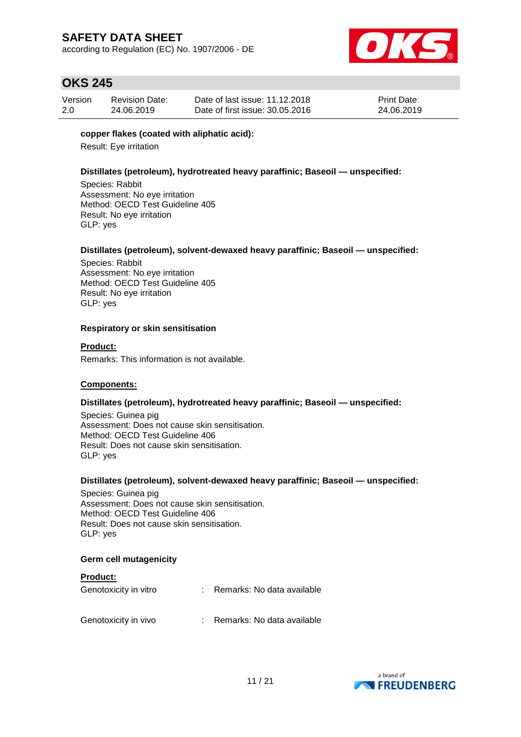**copper flakes (coated with aliphatic acid):**

Result: Eye irritation

**Distillates (petroleum), hydrotreated heavy paraffinic; Baseoil — unspecified:**

Species: Rabbit
Assessment: No eye irritation
Method: OECD Test Guideline 405
Result: No eye irritation
GLP: yes

**Distillates (petroleum), solvent-dewaxed heavy paraffinic; Baseoil — unspecified:**

Species: Rabbit
Assessment: No eye irritation
Method: OECD Test Guideline 405
Result: No eye irritation
GLP: yes

**Respiratory or skin sensitisation**

**Product:**

Remarks: This information is not available.

**Components:**

**Distillates (petroleum), hydrotreated heavy paraffinic; Baseoil — unspecified:**

Species: Guinea pig
Assessment: Does not cause skin sensitisation.
Method: OECD Test Guideline 406
Result: Does not cause skin sensitisation.
GLP: yes

**Distillates (petroleum), solvent-dewaxed heavy paraffinic; Baseoil — unspecified:**

Species: Guinea pig
Assessment: Does not cause skin sensitisation.
Method: OECD Test Guideline 406
Result: Does not cause skin sensitisation.
GLP: yes

**Germ cell mutagenicity**

**Product:**

Genotoxicity in vitro : Remarks: No data available

Genotoxicity in vivo : Remarks: No data available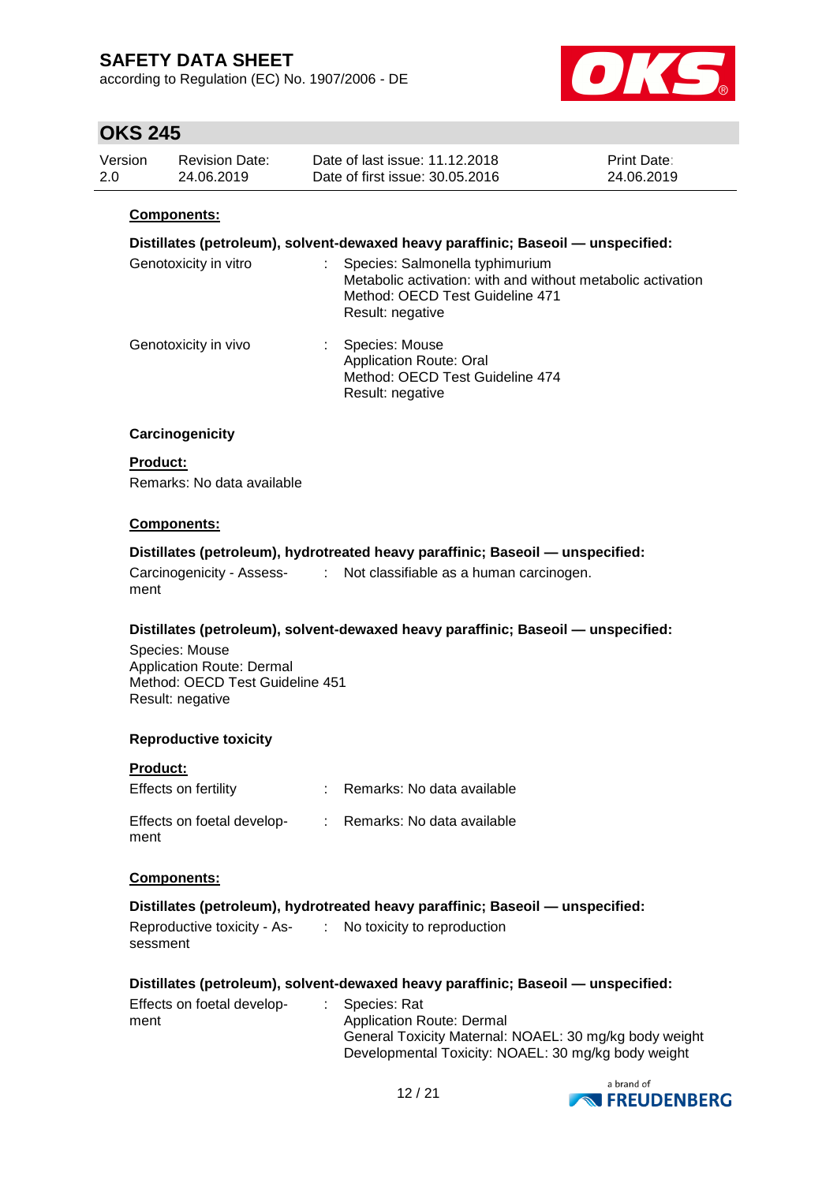**Components:**

**Distillates (petroleum), solvent-dewaxed heavy paraffinic; Baseoil — unspecified:**

| | | |
|---|---|---|
| Genotoxicity in vitro | : | Species: Salmonella typhimurium<br>Metabolic activation: with and without metabolic activation<br>Method: OECD Test Guideline 471<br>Result: negative |
| Genotoxicity in vivo | : | Species: Mouse<br>Application Route: Oral<br>Method: OECD Test Guideline 474<br>Result: negative |

**Carcinogenicity**

**Product:**

Remarks: No data available

**Components:**

**Distillates (petroleum), hydrotreated heavy paraffinic; Baseoil — unspecified:**

| | | |
|---|---|---|
| Carcinogenicity - Assessment | : | Not classifiable as a human carcinogen. |

**Distillates (petroleum), solvent-dewaxed heavy paraffinic; Baseoil — unspecified:**

Species: Mouse
Application Route: Dermal
Method: OECD Test Guideline 451
Result: negative

**Reproductive toxicity**

**Product:**

| | | |
|---|---|---|
| Effects on fertility | : | Remarks: No data available |
| Effects on foetal development | : | Remarks: No data available |

**Components:**

**Distillates (petroleum), hydrotreated heavy paraffinic; Baseoil — unspecified:**

| | | |
|---|---|---|
| Reproductive toxicity - Assessment | : | No toxicity to reproduction |

**Distillates (petroleum), solvent-dewaxed heavy paraffinic; Baseoil — unspecified:**

| | | |
|---|---|---|
| Effects on foetal development | : | Species: Rat<br>Application Route: Dermal<br>General Toxicity Maternal: NOAEL: 30 mg/kg body weight<br>Developmental Toxicity: NOAEL: 30 mg/kg body weight |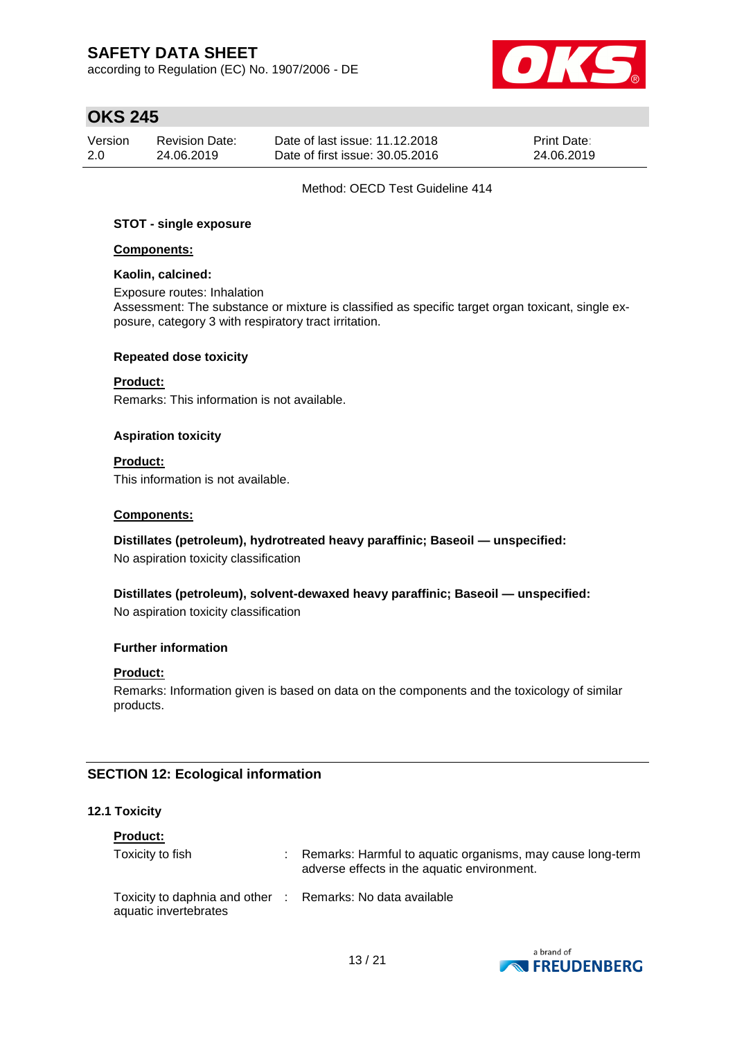Method: OECD Test Guideline 414

**STOT - single exposure**

**Components:**

**Kaolin, calcined:**

Exposure routes: Inhalation
Assessment: The substance or mixture is classified as specific target organ toxicant, single exposure, category 3 with respiratory tract irritation.

**Repeated dose toxicity**

**Product:**
Remarks: This information is not available.

**Aspiration toxicity**

**Product:**
This information is not available.

**Components:**

**Distillates (petroleum), hydrotreated heavy paraffinic; Baseoil — unspecified:**
No aspiration toxicity classification

**Distillates (petroleum), solvent-dewaxed heavy paraffinic; Baseoil — unspecified:**
No aspiration toxicity classification

**Further information**

**Product:**
Remarks: Information given is based on data on the components and the toxicology of similar products.

## SECTION 12: Ecological information

### 12.1 Toxicity

**Product:**

| | | |
|---|---|---|
| Toxicity to fish | : | Remarks: Harmful to aquatic organisms, may cause long-term adverse effects in the aquatic environment. |
| Toxicity to daphnia and other aquatic invertebrates | : | Remarks: No data available |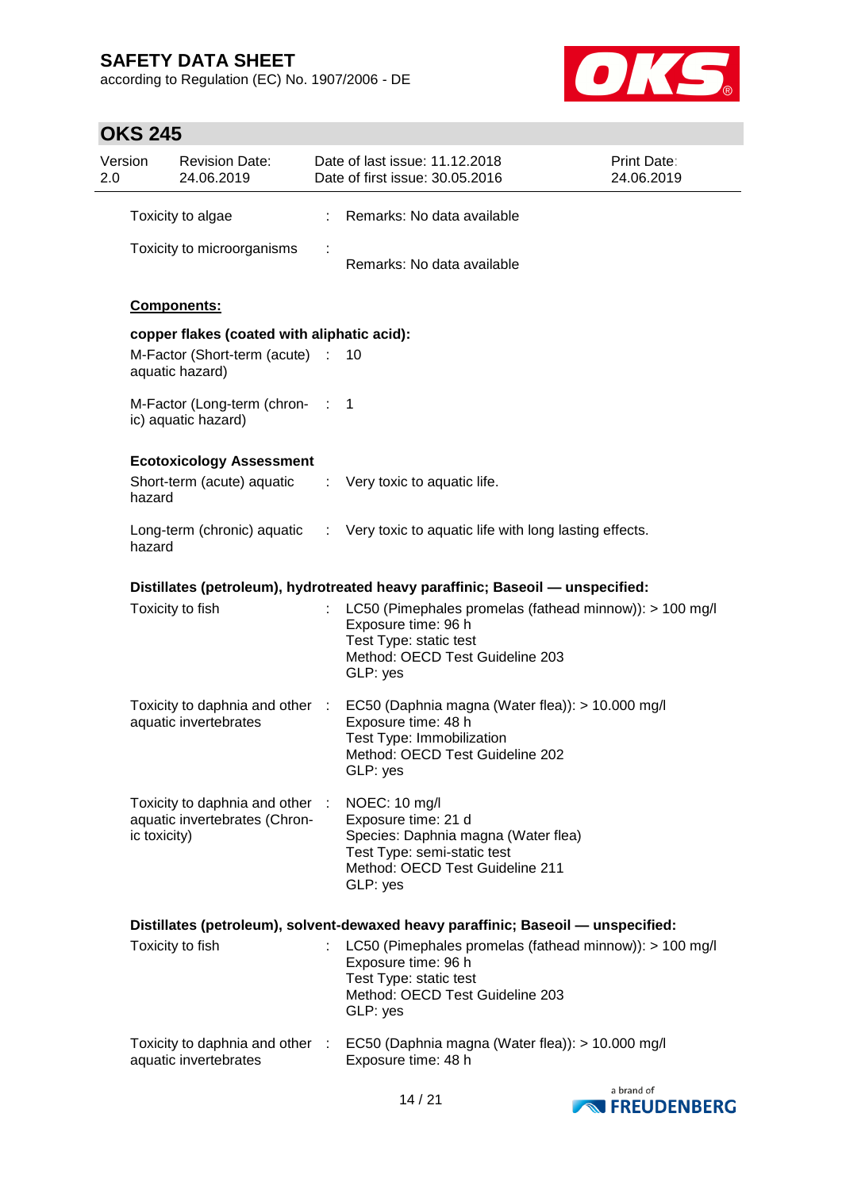Toxicity to algae : Remarks: No data available

Toxicity to microorganisms : Remarks: No data available

**Components:**

**copper flakes (coated with aliphatic acid):**

M-Factor (Short-term (acute) aquatic hazard) : 10

M-Factor (Long-term (chronic) aquatic hazard) : 1

**Ecotoxicology Assessment**

Short-term (acute) aquatic hazard : Very toxic to aquatic life.

Long-term (chronic) aquatic hazard : Very toxic to aquatic life with long lasting effects.

**Distillates (petroleum), hydrotreated heavy paraffinic; Baseoil — unspecified:**

Toxicity to fish : LC50 (Pimephales promelas (fathead minnow)): > 100 mg/l
Exposure time: 96 h
Test Type: static test
Method: OECD Test Guideline 203
GLP: yes

Toxicity to daphnia and other aquatic invertebrates : EC50 (Daphnia magna (Water flea)): > 10.000 mg/l
Exposure time: 48 h
Test Type: Immobilization
Method: OECD Test Guideline 202
GLP: yes

Toxicity to daphnia and other aquatic invertebrates (Chronic toxicity) : NOEC: 10 mg/l
Exposure time: 21 d
Species: Daphnia magna (Water flea)
Test Type: semi-static test
Method: OECD Test Guideline 211
GLP: yes

**Distillates (petroleum), solvent-dewaxed heavy paraffinic; Baseoil — unspecified:**

Toxicity to fish : LC50 (Pimephales promelas (fathead minnow)): > 100 mg/l
Exposure time: 96 h
Test Type: static test
Method: OECD Test Guideline 203
GLP: yes

Toxicity to daphnia and other aquatic invertebrates : EC50 (Daphnia magna (Water flea)): > 10.000 mg/l
Exposure time: 48 h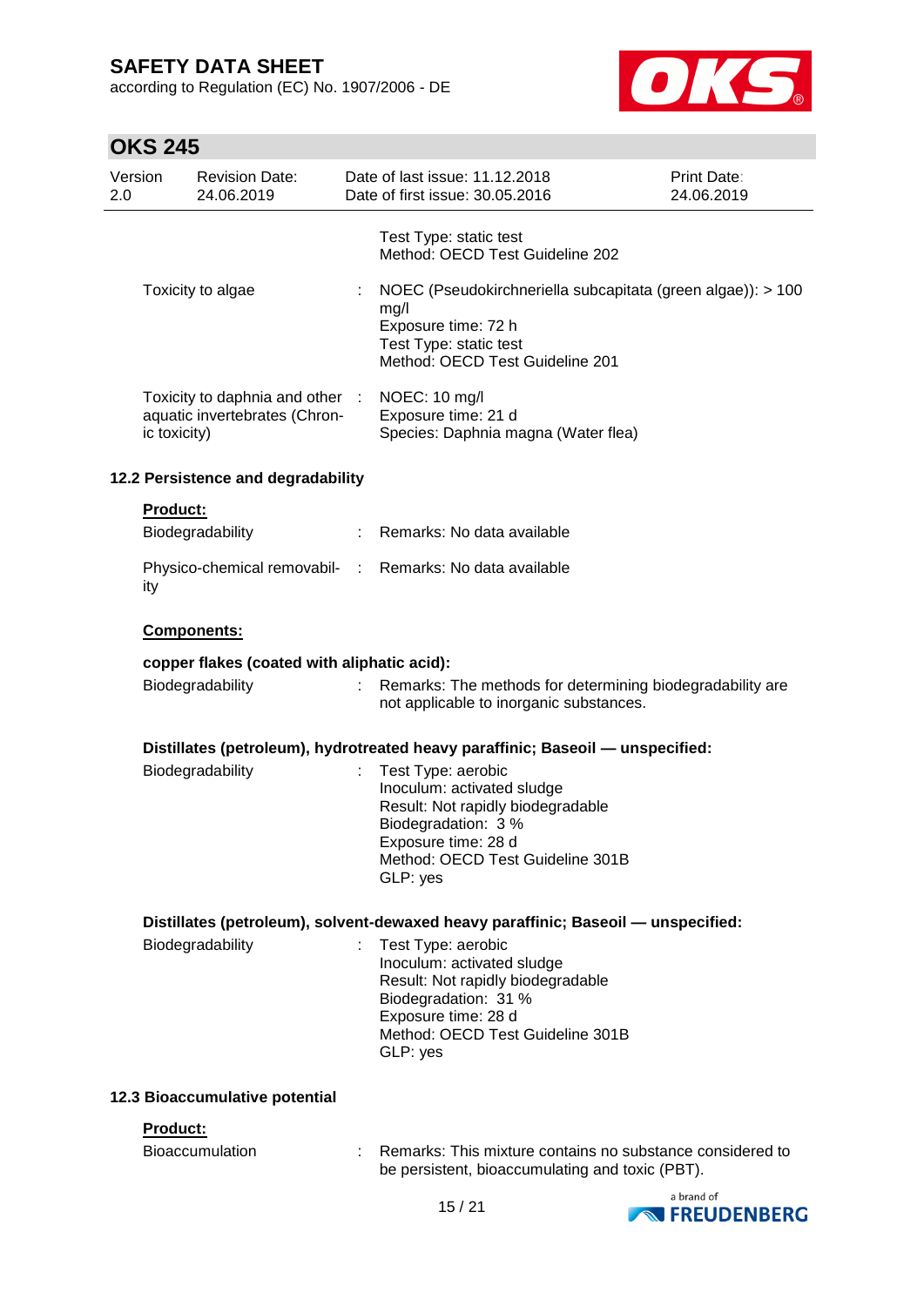| | | |
|---|---|---|
| | | Test Type: static test<br>Method: OECD Test Guideline 202 |
| Toxicity to algae | : | NOEC (Pseudokirchneriella subcapitata (green algae)): > 100 mg/l<br>Exposure time: 72 h<br>Test Type: static test<br>Method: OECD Test Guideline 201 |
| Toxicity to daphnia and other aquatic invertebrates (Chronic toxicity) | : | NOEC: 10 mg/l<br>Exposure time: 21 d<br>Species: Daphnia magna (Water flea) |

### 12.2 Persistence and degradability

**Product:**

| | | |
|---|---|---|
| Biodegradability | : | Remarks: No data available |
| Physico-chemical removability | : | Remarks: No data available |

**Components:**

**copper flakes (coated with aliphatic acid):**

| | | |
|---|---|---|
| Biodegradability | : | Remarks: The methods for determining biodegradability are not applicable to inorganic substances. |

**Distillates (petroleum), hydrotreated heavy paraffinic; Baseoil — unspecified:**

| | | |
|---|---|---|
| Biodegradability | : | Test Type: aerobic<br>Inoculum: activated sludge<br>Result: Not rapidly biodegradable<br>Biodegradation: 3 %<br>Exposure time: 28 d<br>Method: OECD Test Guideline 301B<br>GLP: yes |

**Distillates (petroleum), solvent-dewaxed heavy paraffinic; Baseoil — unspecified:**

| | | |
|---|---|---|
| Biodegradability | : | Test Type: aerobic<br>Inoculum: activated sludge<br>Result: Not rapidly biodegradable<br>Biodegradation: 31 %<br>Exposure time: 28 d<br>Method: OECD Test Guideline 301B<br>GLP: yes |

### 12.3 Bioaccumulative potential

**Product:**

| | | |
|---|---|---|
| Bioaccumulation | : | Remarks: This mixture contains no substance considered to be persistent, bioaccumulating and toxic (PBT). |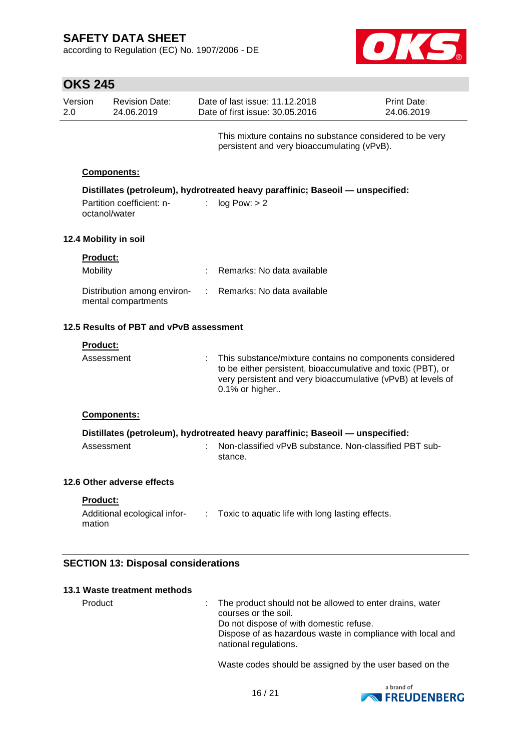This mixture contains no substance considered to be very persistent and very bioaccumulating (vPvB).

**Components:**

**Distillates (petroleum), hydrotreated heavy paraffinic; Baseoil — unspecified:**

| | | |
|---|---|---|
| Partition coefficient: n-octanol/water | : | log Pow: > 2 |

### 12.4 Mobility in soil

**Product:**

| | | |
|---|---|---|
| Mobility | : | Remarks: No data available |
| Distribution among environmental compartments | : | Remarks: No data available |

### 12.5 Results of PBT and vPvB assessment

**Product:**

| | | |
|---|---|---|
| Assessment | : | This substance/mixture contains no components considered to be either persistent, bioaccumulative and toxic (PBT), or very persistent and very bioaccumulative (vPvB) at levels of 0.1% or higher.. |

**Components:**

**Distillates (petroleum), hydrotreated heavy paraffinic; Baseoil — unspecified:**

| | | |
|---|---|---|
| Assessment | : | Non-classified vPvB substance. Non-classified PBT substance. |

### 12.6 Other adverse effects

**Product:**

| | | |
|---|---|---|
| Additional ecological information | : | Toxic to aquatic life with long lasting effects. |

## SECTION 13: Disposal considerations

### 13.1 Waste treatment methods

| | | |
|---|---|---|
| Product | : | The product should not be allowed to enter drains, water courses or the soil.<br>Do not dispose of with domestic refuse.<br>Dispose of as hazardous waste in compliance with local and national regulations. |

Waste codes should be assigned by the user based on the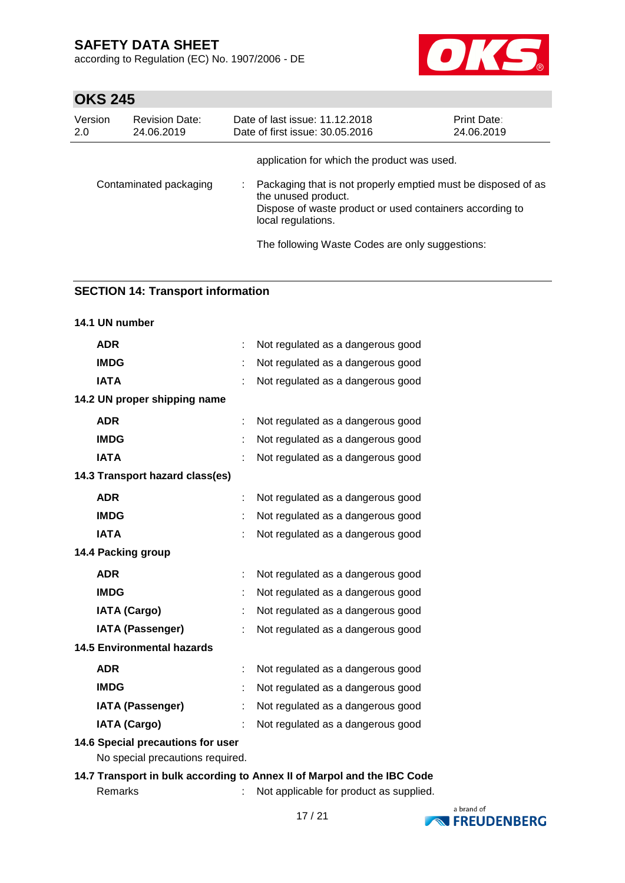application for which the product was used.

| | | |
|---|---|---|
| Contaminated packaging | : | Packaging that is not properly emptied must be disposed of as the unused product.<br>Dispose of waste product or used containers according to local regulations. |

The following Waste Codes are only suggestions:

## SECTION 14: Transport information

**14.1 UN number**

| | | |
|---|---|---|
| **ADR** | : | Not regulated as a dangerous good |
| **IMDG** | : | Not regulated as a dangerous good |
| **IATA** | : | Not regulated as a dangerous good |

**14.2 UN proper shipping name**

| | | |
|---|---|---|
| **ADR** | : | Not regulated as a dangerous good |
| **IMDG** | : | Not regulated as a dangerous good |
| **IATA** | : | Not regulated as a dangerous good |

**14.3 Transport hazard class(es)**

| | | |
|---|---|---|
| **ADR** | : | Not regulated as a dangerous good |
| **IMDG** | : | Not regulated as a dangerous good |
| **IATA** | : | Not regulated as a dangerous good |

**14.4 Packing group**

| | | |
|---|---|---|
| **ADR** | : | Not regulated as a dangerous good |
| **IMDG** | : | Not regulated as a dangerous good |
| **IATA (Cargo)** | : | Not regulated as a dangerous good |
| **IATA (Passenger)** | : | Not regulated as a dangerous good |

**14.5 Environmental hazards**

| | | |
|---|---|---|
| **ADR** | : | Not regulated as a dangerous good |
| **IMDG** | : | Not regulated as a dangerous good |
| **IATA (Passenger)** | : | Not regulated as a dangerous good |
| **IATA (Cargo)** | : | Not regulated as a dangerous good |

**14.6 Special precautions for user**

No special precautions required.

**14.7 Transport in bulk according to Annex II of Marpol and the IBC Code**

| | | |
|---|---|---|
| Remarks | : | Not applicable for product as supplied. |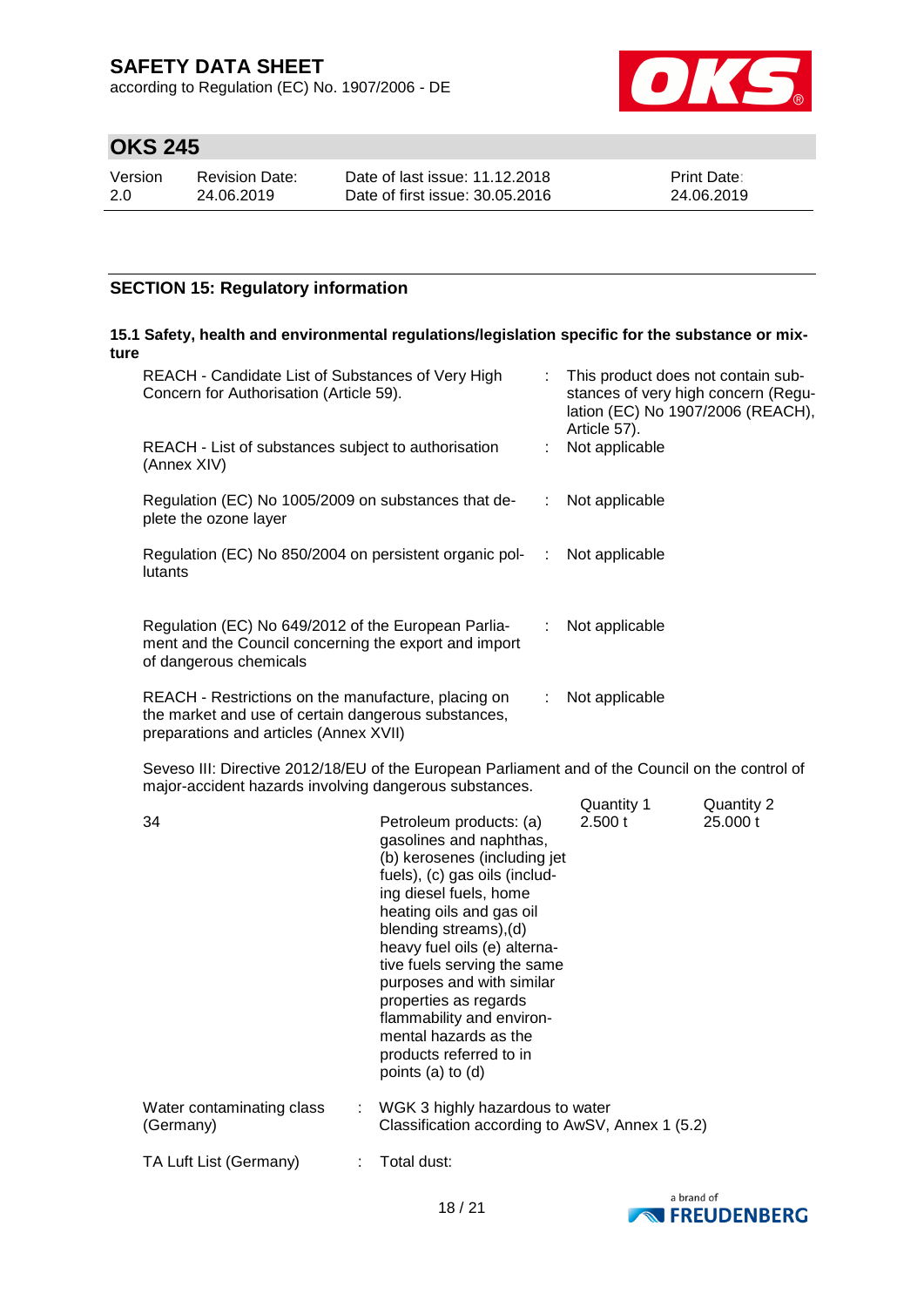## SECTION 15: Regulatory information

### 15.1 Safety, health and environmental regulations/legislation specific for the substance or mixture

| | | |
|---|---|---|
| REACH - Candidate List of Substances of Very High Concern for Authorisation (Article 59). | : | This product does not contain substances of very high concern (Regulation (EC) No 1907/2006 (REACH), Article 57). |
| REACH - List of substances subject to authorisation (Annex XIV) | : | Not applicable |
| Regulation (EC) No 1005/2009 on substances that deplete the ozone layer | : | Not applicable |
| Regulation (EC) No 850/2004 on persistent organic pollutants | : | Not applicable |
| Regulation (EC) No 649/2012 of the European Parliament and the Council concerning the export and import of dangerous chemicals | : | Not applicable |
| REACH - Restrictions on the manufacture, placing on the market and use of certain dangerous substances, preparations and articles (Annex XVII) | : | Not applicable |

Seveso III: Directive 2012/18/EU of the European Parliament and of the Council on the control of major-accident hazards involving dangerous substances.

| | | Quantity 1 | Quantity 2 |
|---|---|---|---|
| 34 | Petroleum products: (a) gasolines and naphthas, (b) kerosenes (including jet fuels), (c) gas oils (including diesel fuels, home heating oils and gas oil blending streams),(d) heavy fuel oils (e) alternative fuels serving the same purposes and with similar properties as regards flammability and environmental hazards as the products referred to in points (a) to (d) | 2.500 t | 25.000 t |

| | | |
|---|---|---|
| Water contaminating class (Germany) | : | WGK 3 highly hazardous to water<br>Classification according to AwSV, Annex 1 (5.2) |
| TA Luft List (Germany) | : | Total dust: |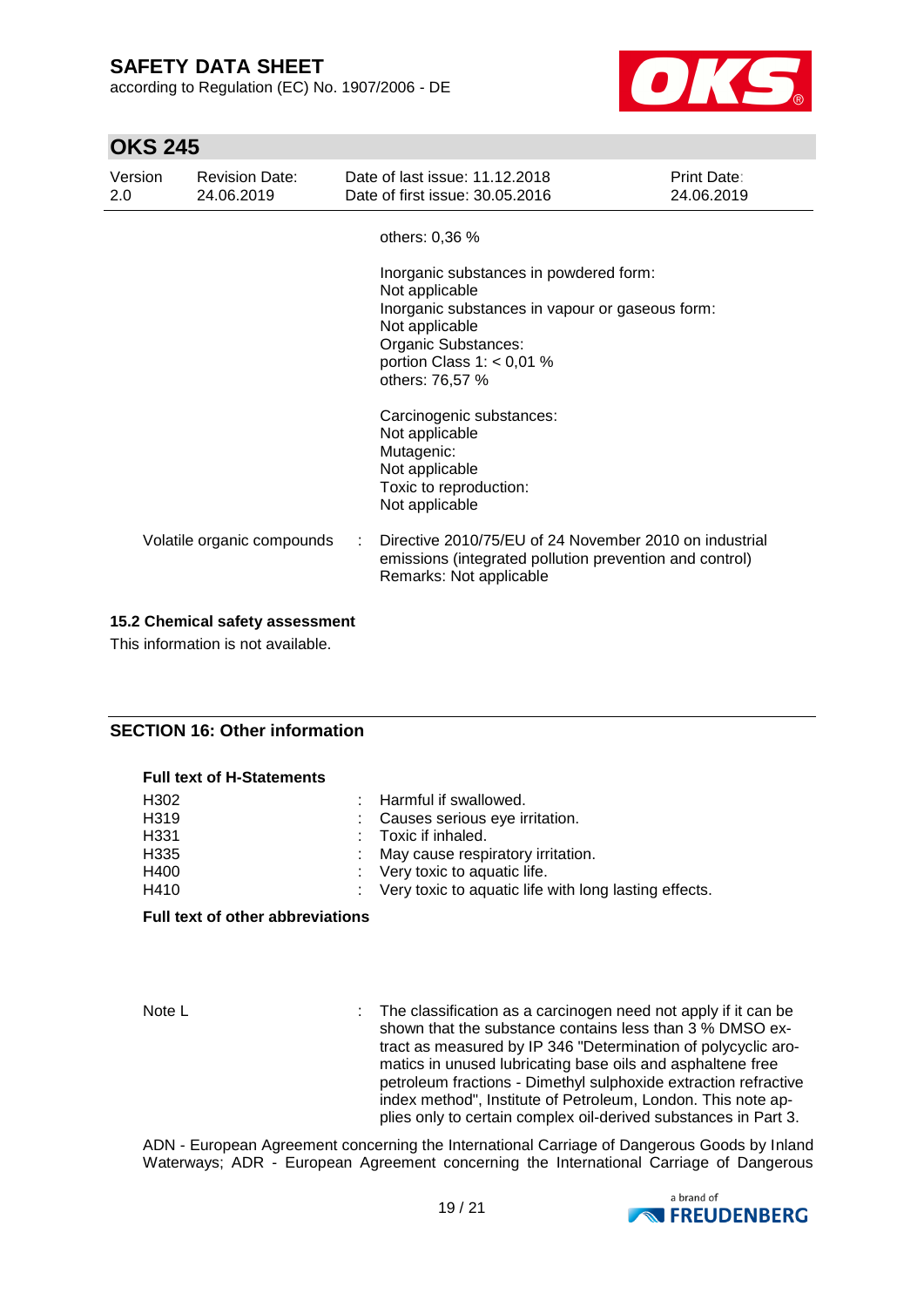others: 0,36 %

Inorganic substances in powdered form:
Not applicable
Inorganic substances in vapour or gaseous form:
Not applicable
Organic Substances:
portion Class 1: < 0,01 %
others: 76,57 %

Carcinogenic substances:
Not applicable
Mutagenic:
Not applicable
Toxic to reproduction:
Not applicable

Volatile organic compounds : Directive 2010/75/EU of 24 November 2010 on industrial emissions (integrated pollution prevention and control)
Remarks: Not applicable

### 15.2 Chemical safety assessment

This information is not available.

## SECTION 16: Other information

**Full text of H-Statements**

| | |
|---|---|
| H302 | : Harmful if swallowed. |
| H319 | : Causes serious eye irritation. |
| H331 | : Toxic if inhaled. |
| H335 | : May cause respiratory irritation. |
| H400 | : Very toxic to aquatic life. |
| H410 | : Very toxic to aquatic life with long lasting effects. |

**Full text of other abbreviations**

Note L : The classification as a carcinogen need not apply if it can be shown that the substance contains less than 3 % DMSO extract as measured by IP 346 "Determination of polycyclic aromatics in unused lubricating base oils and asphaltene free petroleum fractions - Dimethyl sulphoxide extraction refractive index method", Institute of Petroleum, London. This note applies only to certain complex oil-derived substances in Part 3.

ADN - European Agreement concerning the International Carriage of Dangerous Goods by Inland Waterways; ADR - European Agreement concerning the International Carriage of Dangerous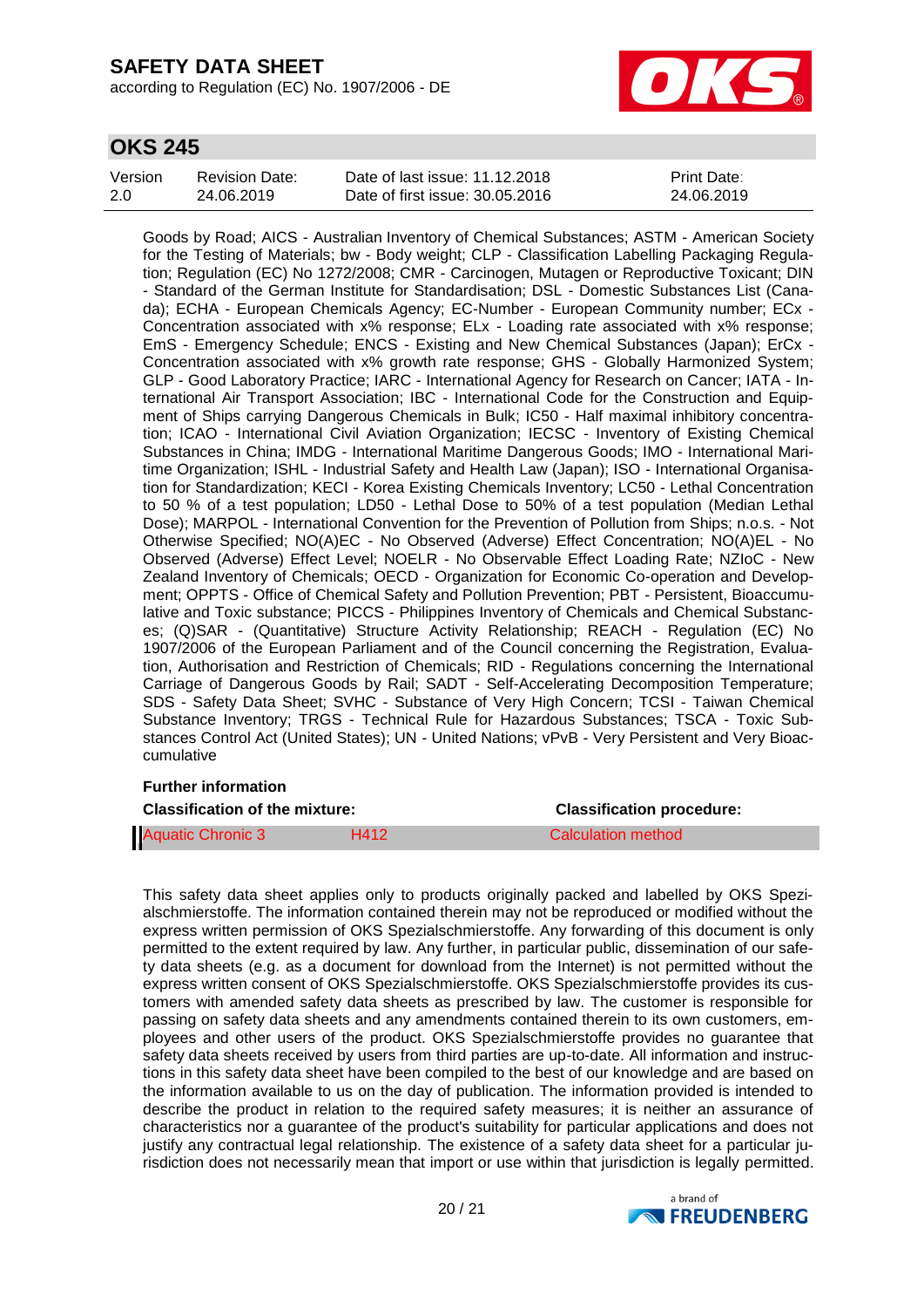Goods by Road; AICS - Australian Inventory of Chemical Substances; ASTM - American Society for the Testing of Materials; bw - Body weight; CLP - Classification Labelling Packaging Regulation; Regulation (EC) No 1272/2008; CMR - Carcinogen, Mutagen or Reproductive Toxicant; DIN - Standard of the German Institute for Standardisation; DSL - Domestic Substances List (Canada); ECHA - European Chemicals Agency; EC-Number - European Community number; ECx - Concentration associated with x% response; ELx - Loading rate associated with x% response; EmS - Emergency Schedule; ENCS - Existing and New Chemical Substances (Japan); ErCx - Concentration associated with x% growth rate response; GHS - Globally Harmonized System; GLP - Good Laboratory Practice; IARC - International Agency for Research on Cancer; IATA - International Air Transport Association; IBC - International Code for the Construction and Equipment of Ships carrying Dangerous Chemicals in Bulk; IC50 - Half maximal inhibitory concentration; ICAO - International Civil Aviation Organization; IECSC - Inventory of Existing Chemical Substances in China; IMDG - International Maritime Dangerous Goods; IMO - International Maritime Organization; ISHL - Industrial Safety and Health Law (Japan); ISO - International Organisation for Standardization; KECI - Korea Existing Chemicals Inventory; LC50 - Lethal Concentration to 50 % of a test population; LD50 - Lethal Dose to 50% of a test population (Median Lethal Dose); MARPOL - International Convention for the Prevention of Pollution from Ships; n.o.s. - Not Otherwise Specified; NO(A)EC - No Observed (Adverse) Effect Concentration; NO(A)EL - No Observed (Adverse) Effect Level; NOELR - No Observable Effect Loading Rate; NZIoC - New Zealand Inventory of Chemicals; OECD - Organization for Economic Co-operation and Development; OPPTS - Office of Chemical Safety and Pollution Prevention; PBT - Persistent, Bioaccumulative and Toxic substance; PICCS - Philippines Inventory of Chemicals and Chemical Substances; (Q)SAR - (Quantitative) Structure Activity Relationship; REACH - Regulation (EC) No 1907/2006 of the European Parliament and of the Council concerning the Registration, Evaluation, Authorisation and Restriction of Chemicals; RID - Regulations concerning the International Carriage of Dangerous Goods by Rail; SADT - Self-Accelerating Decomposition Temperature; SDS - Safety Data Sheet; SVHC - Substance of Very High Concern; TCSI - Taiwan Chemical Substance Inventory; TRGS - Technical Rule for Hazardous Substances; TSCA - Toxic Substances Control Act (United States); UN - United Nations; vPvB - Very Persistent and Very Bioaccumulative

**Further information**

| **Classification of the mixture:** | | **Classification procedure:** |
|---|---|---|
| Aquatic Chronic 3 | H412 | Calculation method |

This safety data sheet applies only to products originally packed and labelled by OKS Spezialschmierstoffe. The information contained therein may not be reproduced or modified without the express written permission of OKS Spezialschmierstoffe. Any forwarding of this document is only permitted to the extent required by law. Any further, in particular public, dissemination of our safety data sheets (e.g. as a document for download from the Internet) is not permitted without the express written consent of OKS Spezialschmierstoffe. OKS Spezialschmierstoffe provides its customers with amended safety data sheets as prescribed by law. The customer is responsible for passing on safety data sheets and any amendments contained therein to its own customers, employees and other users of the product. OKS Spezialschmierstoffe provides no guarantee that safety data sheets received by users from third parties are up-to-date. All information and instructions in this safety data sheet have been compiled to the best of our knowledge and are based on the information available to us on the day of publication. The information provided is intended to describe the product in relation to the required safety measures; it is neither an assurance of characteristics nor a guarantee of the product's suitability for particular applications and does not justify any contractual legal relationship. The existence of a safety data sheet for a particular jurisdiction does not necessarily mean that import or use within that jurisdiction is legally permitted.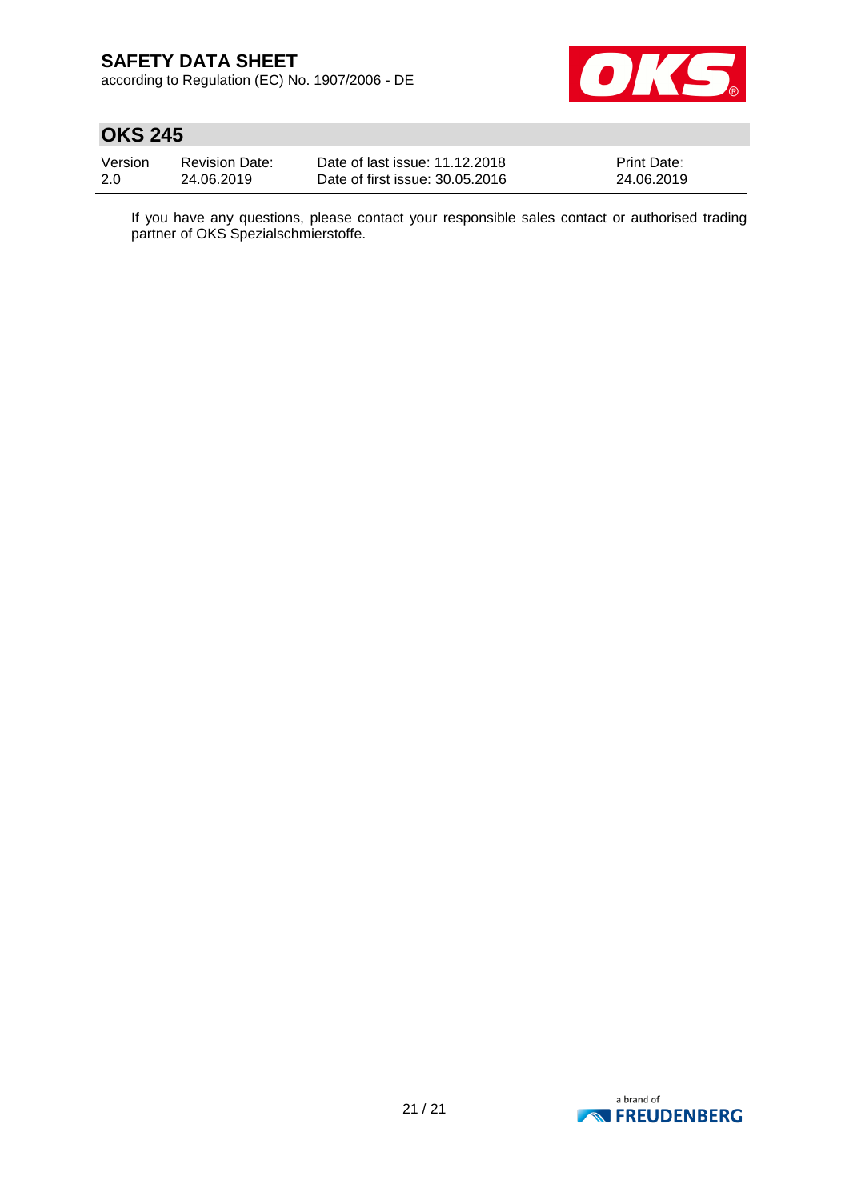If you have any questions, please contact your responsible sales contact or authorised trading partner of OKS Spezialschmierstoffe.